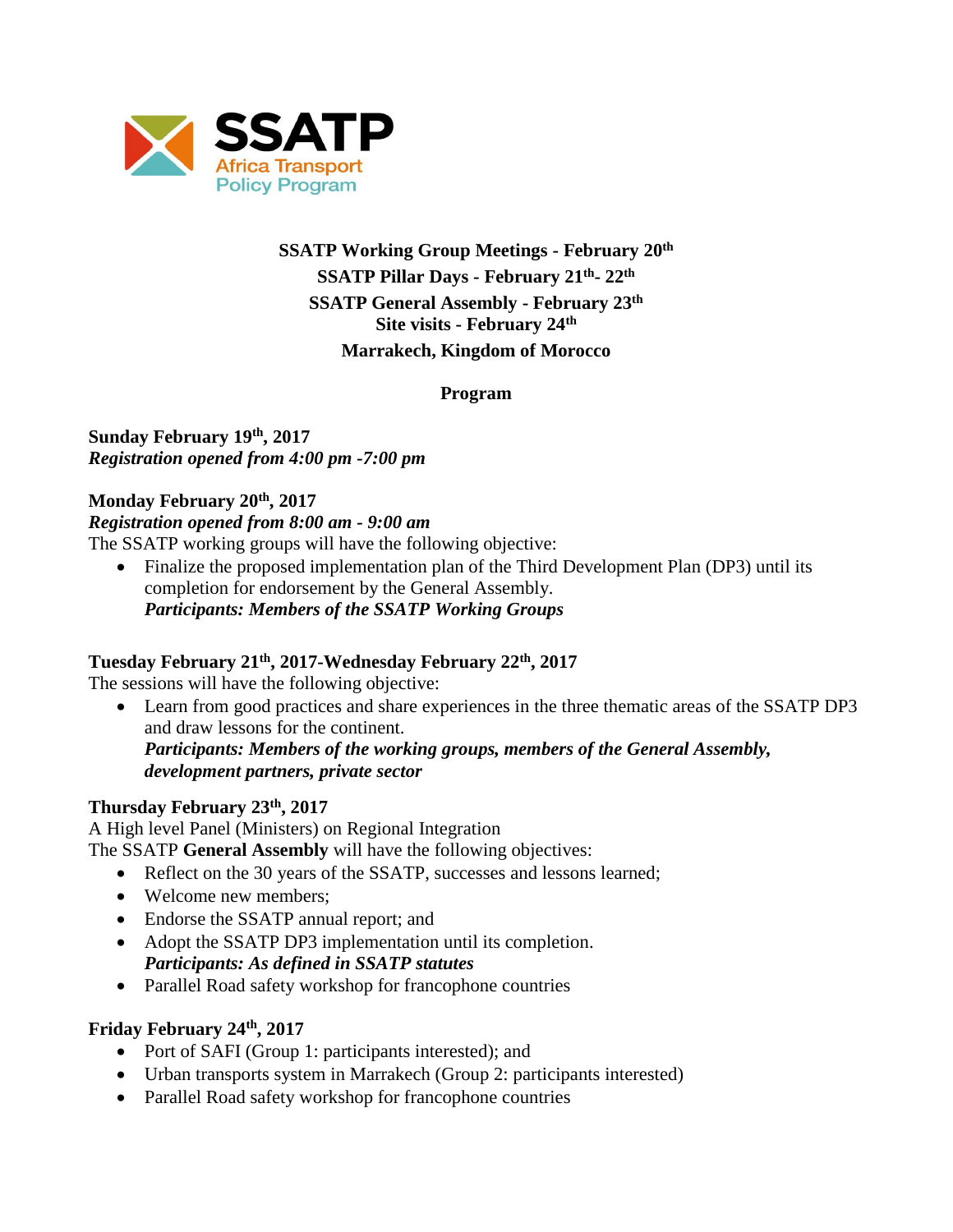**SSATP**
Africa Transport
Policy Program

**SSATP Working Group Meetings - February 20th**
**SSATP Pillar Days - February 21th- 22th**
**SSATP General Assembly - February 23th**
**Site visits - February 24th**
**Marrakech, Kingdom of Morocco**

**Program**

**Sunday February 19th, 2017**
***Registration opened from 4:00 pm -7:00 pm***

**Monday February 20th, 2017**
***Registration opened from 8:00 am - 9:00 am***
The SSATP working groups will have the following objective:

- Finalize the proposed implementation plan of the Third Development Plan (DP3) until its completion for endorsement by the General Assembly.
  ***Participants: Members of the SSATP Working Groups***

**Tuesday February 21th, 2017-Wednesday February 22th, 2017**
The sessions will have the following objective:

- Learn from good practices and share experiences in the three thematic areas of the SSATP DP3 and draw lessons for the continent.
  ***Participants: Members of the working groups, members of the General Assembly, development partners, private sector***

**Thursday February 23th, 2017**
A High level Panel (Ministers) on Regional Integration
The SSATP **General Assembly** will have the following objectives:

- Reflect on the 30 years of the SSATP, successes and lessons learned;
- Welcome new members;
- Endorse the SSATP annual report; and
- Adopt the SSATP DP3 implementation until its completion.
  ***Participants: As defined in SSATP statutes***
- Parallel Road safety workshop for francophone countries

**Friday February 24th, 2017**

- Port of SAFI (Group 1: participants interested); and
- Urban transports system in Marrakech (Group 2: participants interested)
- Parallel Road safety workshop for francophone countries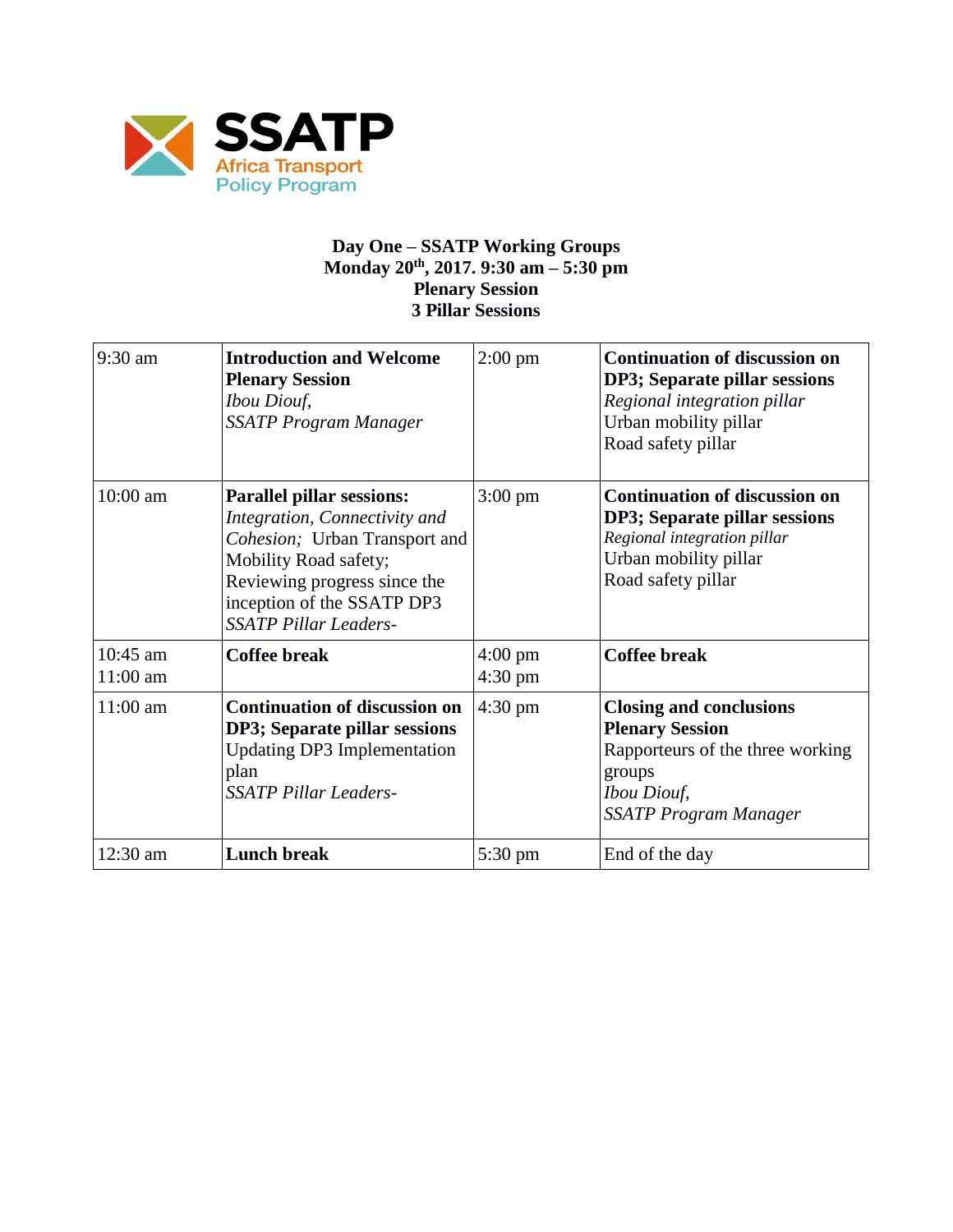SSATP
Africa Transport
Policy Program

**Day One – SSATP Working Groups**
**Monday 20th, 2017. 9:30 am – 5:30 pm**
**Plenary Session**
**3 Pillar Sessions**

| | | | |
|---|---|---|---|
| 9:30 am | **Introduction and Welcome Plenary Session** *Ibou Diouf, SSATP Program Manager* | 2:00 pm | **Continuation of discussion on DP3; Separate pillar sessions** *Regional integration pillar* Urban mobility pillar Road safety pillar |
| 10:00 am | **Parallel pillar sessions:** *Integration, Connectivity and Cohesion;* Urban Transport and Mobility Road safety; Reviewing progress since the inception of the SSATP DP3 *SSATP Pillar Leaders-* | 3:00 pm | **Continuation of discussion on DP3; Separate pillar sessions** *Regional integration pillar* Urban mobility pillar Road safety pillar |
| 10:45 am 11:00 am | **Coffee break** | 4:00 pm 4:30 pm | **Coffee break** |
| 11:00 am | **Continuation of discussion on DP3; Separate pillar sessions** Updating DP3 Implementation plan *SSATP Pillar Leaders-* | 4:30 pm | **Closing and conclusions Plenary Session** Rapporteurs of the three working groups *Ibou Diouf, SSATP Program Manager* |
| 12:30 am | **Lunch break** | 5:30 pm | End of the day |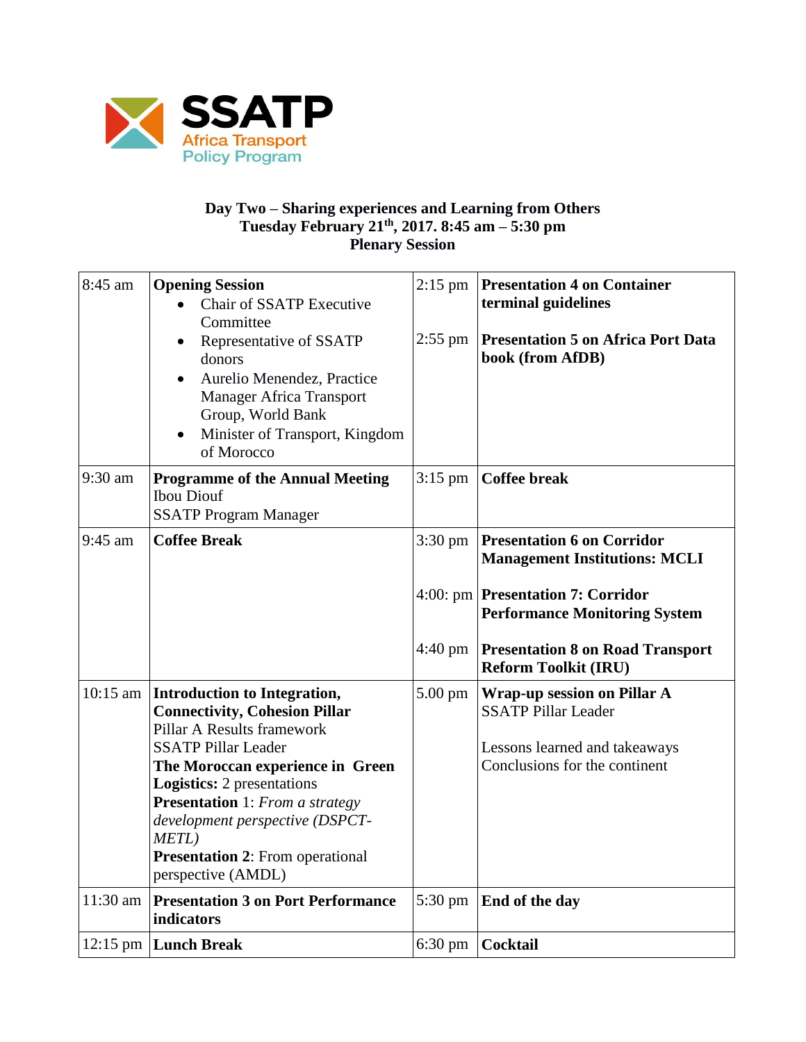SSATP
Africa Transport
Policy Program

**Day Two – Sharing experiences and Learning from Others**
**Tuesday February 21[th], 2017. 8:45 am – 5:30 pm**
**Plenary Session**

| | | | |
|---|---|---|---|
| 8:45 am | **Opening Session**<br>• Chair of SSATP Executive Committee<br>• Representative of SSATP donors<br>• Aurelio Menendez, Practice Manager Africa Transport Group, World Bank<br>• Minister of Transport, Kingdom of Morocco | 2:15 pm<br><br>2:55 pm | **Presentation 4 on Container terminal guidelines**<br><br>**Presentation 5 on Africa Port Data book (from AfDB)** |
| 9:30 am | **Programme of the Annual Meeting**<br>Ibou Diouf<br>SSATP Program Manager | 3:15 pm | **Coffee break** |
| 9:45 am | **Coffee Break** | 3:30 pm<br><br>4:00: pm<br><br>4:40 pm | **Presentation 6 on Corridor Management Institutions: MCLI**<br><br>**Presentation 7: Corridor Performance Monitoring System**<br><br>**Presentation 8 on Road Transport Reform Toolkit (IRU)** |
| 10:15 am | **Introduction to Integration, Connectivity, Cohesion Pillar**<br>Pillar A Results framework<br>SSATP Pillar Leader<br>**The Moroccan experience in Green Logistics:** 2 presentations<br>**Presentation** 1: *From a strategy development perspective (DSPCT-METL)*<br>**Presentation 2**: From operational perspective (AMDL) | 5.00 pm | **Wrap-up session on Pillar A**<br>SSATP Pillar Leader<br><br>Lessons learned and takeaways<br>Conclusions for the continent |
| 11:30 am | **Presentation 3 on Port Performance indicators** | 5:30 pm | **End of the day** |
| 12:15 pm | **Lunch Break** | 6:30 pm | **Cocktail** |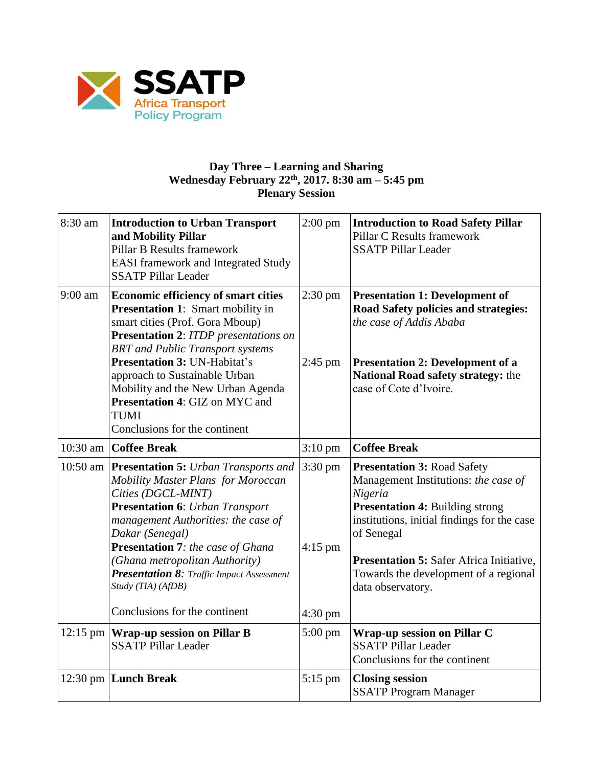SSATP
Africa Transport
Policy Program

**Day Three – Learning and Sharing**
**Wednesday February 22th, 2017. 8:30 am – 5:45 pm**
**Plenary Session**

| | | | |
|---|---|---|---|
| 8:30 am | **Introduction to Urban Transport and Mobility Pillar**<br>Pillar B Results framework<br>EASI framework and Integrated Study<br>SSATP Pillar Leader | 2:00 pm | **Introduction to Road Safety Pillar**<br>Pillar C Results framework<br>SSATP Pillar Leader |
| 9:00 am | **Economic efficiency of smart cities**<br>**Presentation 1**: Smart mobility in smart cities (Prof. Gora Mboup)<br>**Presentation 2**: *ITDP presentations on BRT and Public Transport systems*<br>**Presentation 3:** UN-Habitat's approach to Sustainable Urban Mobility and the New Urban Agenda<br>**Presentation 4**: GIZ on MYC and TUMI<br>Conclusions for the continent | 2:30 pm<br><br>2:45 pm | **Presentation 1: Development of Road Safety policies and strategies:** *the case of Addis Ababa*<br><br>**Presentation 2: Development of a National Road safety strategy:** the case of Cote d'Ivoire. |
| 10:30 am | **Coffee Break** | 3:10 pm | **Coffee Break** |
| 10:50 am | **Presentation 5:** *Urban Transports and Mobility Master Plans for Moroccan Cities (DGCL-MINT)*<br>**Presentation 6**: *Urban Transport management Authorities: the case of Dakar (Senegal)*<br>**Presentation 7**: *the case of Ghana (Ghana metropolitan Authority)*<br>***Presentation 8****: Traffic Impact Assessment Study (TIA) (AfDB)*<br><br>Conclusions for the continent | 3:30 pm<br><br>4:15 pm<br><br>4:30 pm | **Presentation 3:** Road Safety Management Institutions: *the case of Nigeria*<br>**Presentation 4:** Building strong institutions, initial findings for the case of Senegal<br><br>**Presentation 5:** Safer Africa Initiative, Towards the development of a regional data observatory. |
| 12:15 pm | **Wrap-up session on Pillar B**<br>SSATP Pillar Leader | 5:00 pm | **Wrap-up session on Pillar C**<br>SSATP Pillar Leader<br>Conclusions for the continent |
| 12:30 pm | **Lunch Break** | 5:15 pm | **Closing session**<br>SSATP Program Manager |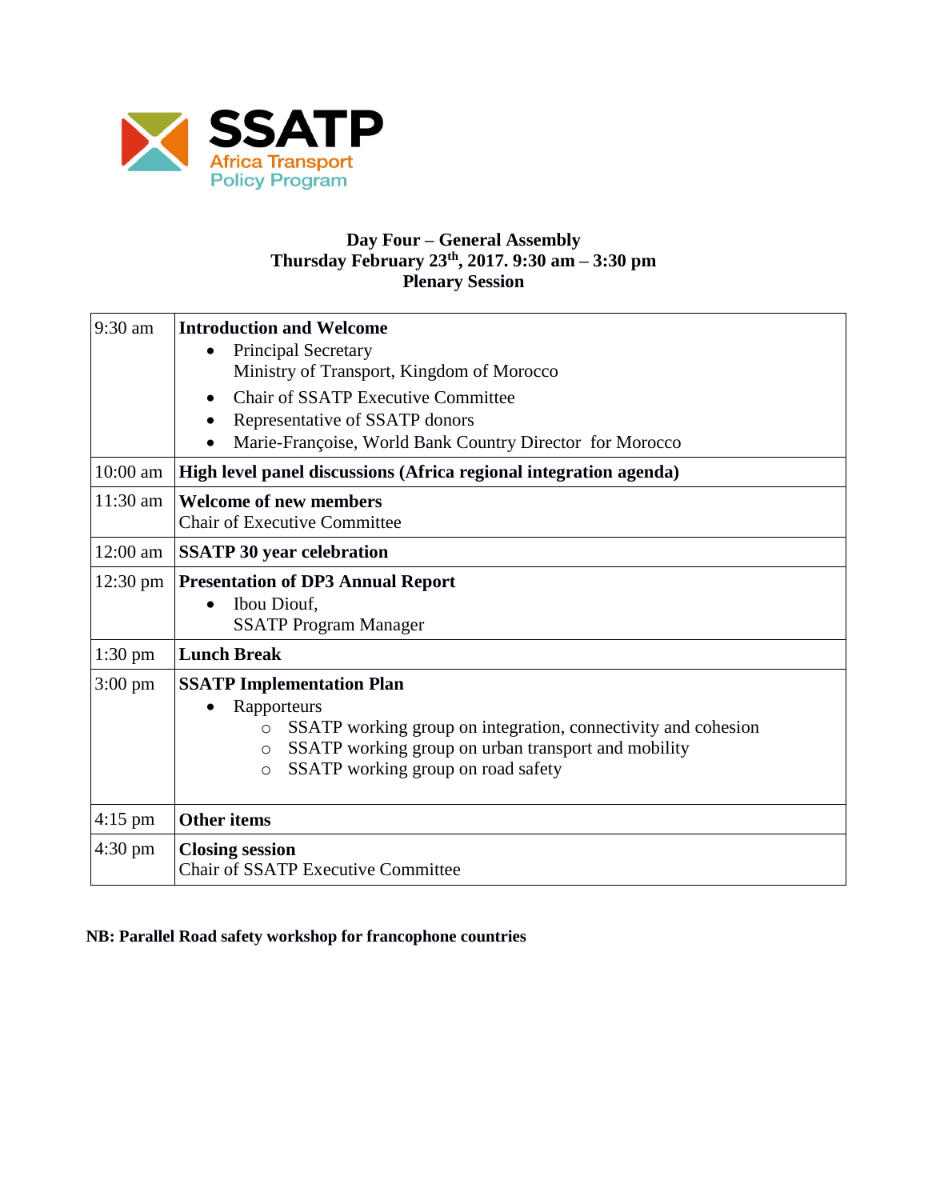SSATP
Africa Transport
Policy Program

**Day Four – General Assembly**
**Thursday February 23th, 2017. 9:30 am – 3:30 pm**
**Plenary Session**

| | |
|---|---|
| 9:30 am | **Introduction and Welcome**<br>• Principal Secretary<br>Ministry of Transport, Kingdom of Morocco<br>• Chair of SSATP Executive Committee<br>• Representative of SSATP donors<br>• Marie-Françoise, World Bank Country Director for Morocco |
| 10:00 am | **High level panel discussions (Africa regional integration agenda)** |
| 11:30 am | **Welcome of new members**<br>Chair of Executive Committee |
| 12:00 am | **SSATP 30 year celebration** |
| 12:30 pm | **Presentation of DP3 Annual Report**<br>• Ibou Diouf,<br>SSATP Program Manager |
| 1:30 pm | **Lunch Break** |
| 3:00 pm | **SSATP Implementation Plan**<br>• Rapporteurs<br>○ SSATP working group on integration, connectivity and cohesion<br>○ SSATP working group on urban transport and mobility<br>○ SSATP working group on road safety |
| 4:15 pm | **Other items** |
| 4:30 pm | **Closing session**<br>Chair of SSATP Executive Committee |

**NB: Parallel Road safety workshop for francophone countries**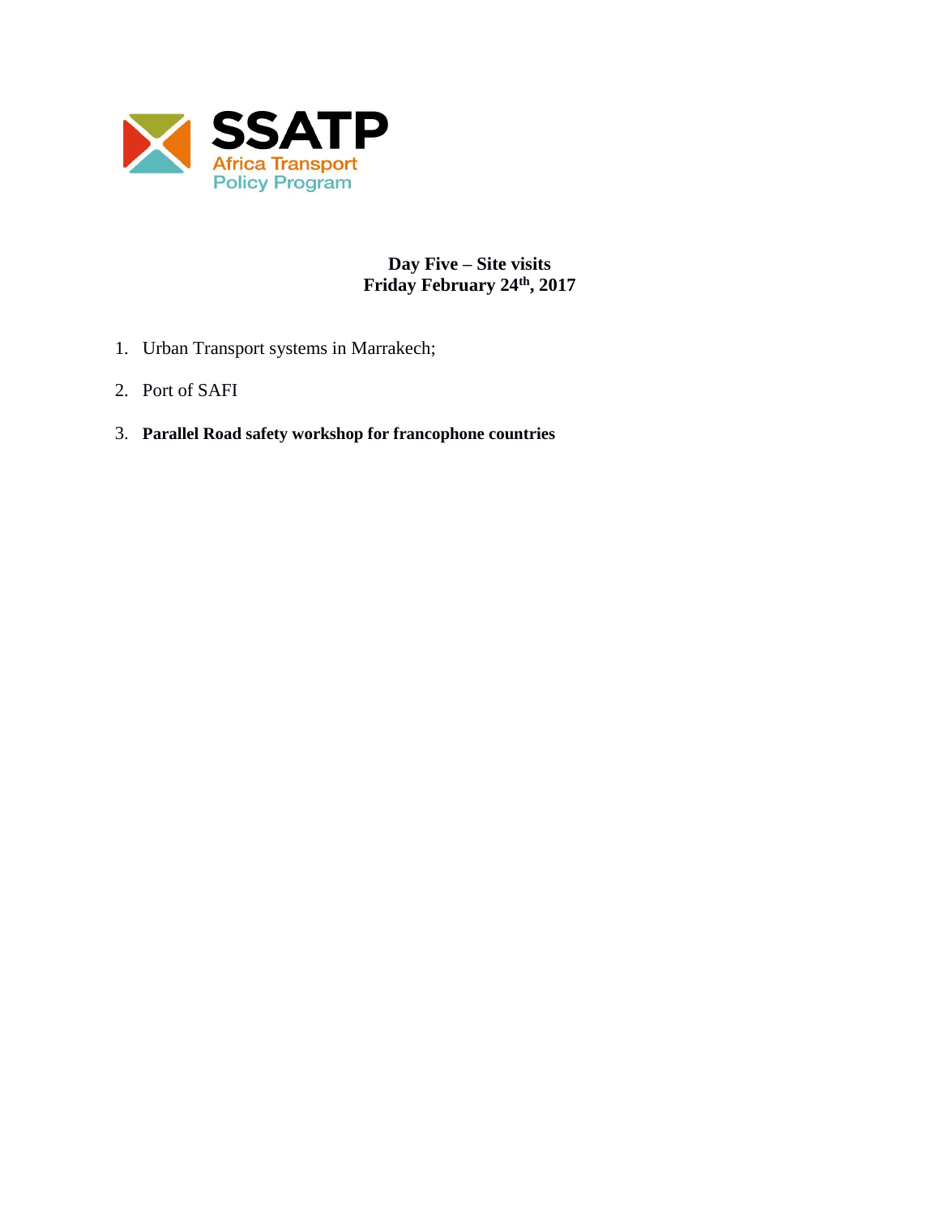SSATP

Africa Transport Policy Program

**Day Five – Site visits**
**Friday February 24th, 2017**

1. Urban Transport systems in Marrakech;
2. Port of SAFI
3. **Parallel Road safety workshop for francophone countries**